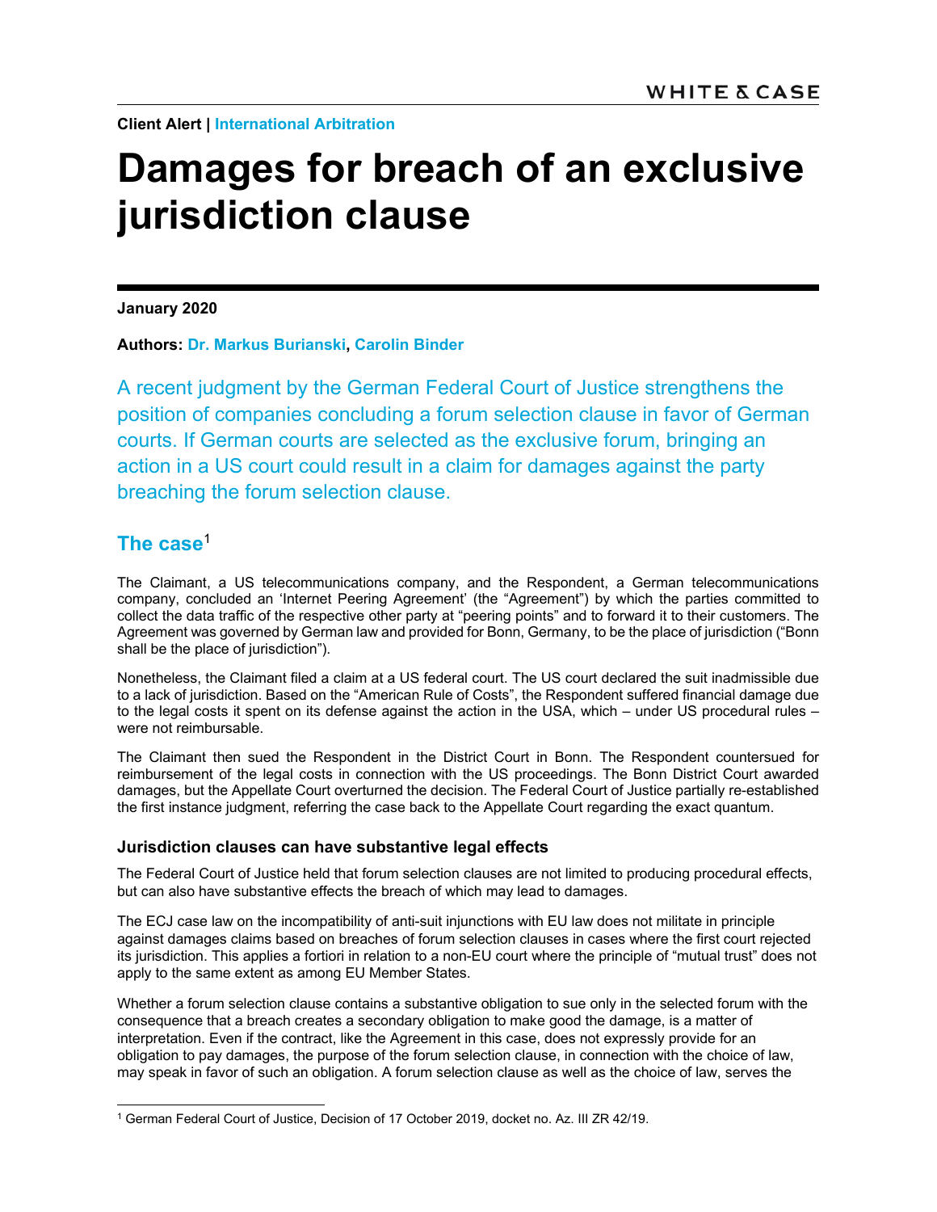**Client Alert | International Arbitration**

# Damages for breach of an exclusive jurisdiction clause

**January 2020**

**Authors: Dr. Markus Burianski, Carolin Binder**

A recent judgment by the German Federal Court of Justice strengthens the position of companies concluding a forum selection clause in favor of German courts. If German courts are selected as the exclusive forum, bringing an action in a US court could result in a claim for damages against the party breaching the forum selection clause.

## The case[1]

The Claimant, a US telecommunications company, and the Respondent, a German telecommunications company, concluded an 'Internet Peering Agreement' (the "Agreement") by which the parties committed to collect the data traffic of the respective other party at "peering points" and to forward it to their customers. The Agreement was governed by German law and provided for Bonn, Germany, to be the place of jurisdiction ("Bonn shall be the place of jurisdiction").

Nonetheless, the Claimant filed a claim at a US federal court. The US court declared the suit inadmissible due to a lack of jurisdiction. Based on the "American Rule of Costs", the Respondent suffered financial damage due to the legal costs it spent on its defense against the action in the USA, which – under US procedural rules – were not reimbursable.

The Claimant then sued the Respondent in the District Court in Bonn. The Respondent countersued for reimbursement of the legal costs in connection with the US proceedings. The Bonn District Court awarded damages, but the Appellate Court overturned the decision. The Federal Court of Justice partially re-established the first instance judgment, referring the case back to the Appellate Court regarding the exact quantum.

### Jurisdiction clauses can have substantive legal effects

The Federal Court of Justice held that forum selection clauses are not limited to producing procedural effects, but can also have substantive effects the breach of which may lead to damages.

The ECJ case law on the incompatibility of anti-suit injunctions with EU law does not militate in principle against damages claims based on breaches of forum selection clauses in cases where the first court rejected its jurisdiction. This applies a fortiori in relation to a non-EU court where the principle of "mutual trust" does not apply to the same extent as among EU Member States.

Whether a forum selection clause contains a substantive obligation to sue only in the selected forum with the consequence that a breach creates a secondary obligation to make good the damage, is a matter of interpretation. Even if the contract, like the Agreement in this case, does not expressly provide for an obligation to pay damages, the purpose of the forum selection clause, in connection with the choice of law, may speak in favor of such an obligation. A forum selection clause as well as the choice of law, serves the

[1] German Federal Court of Justice, Decision of 17 October 2019, docket no. Az. III ZR 42/19.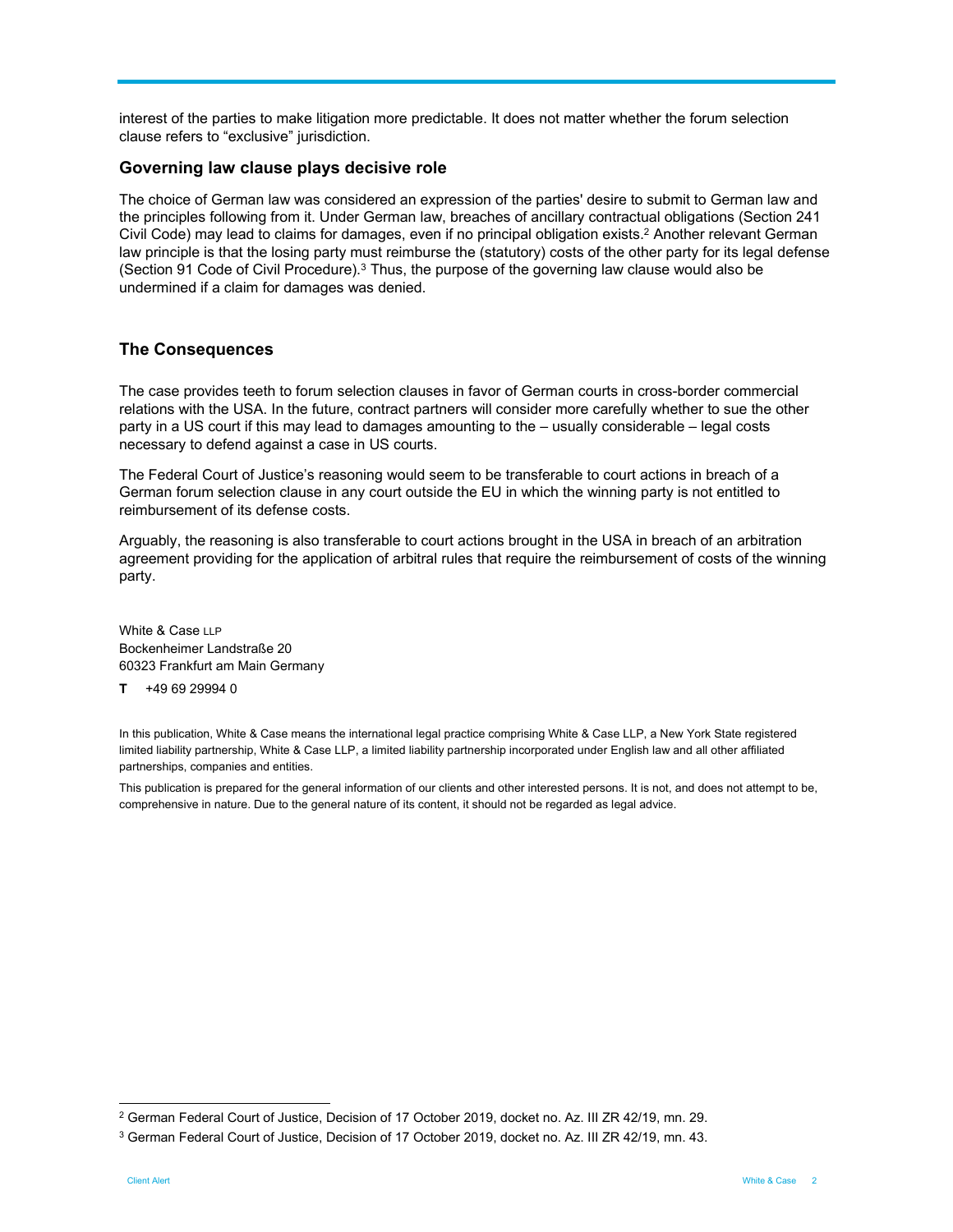interest of the parties to make litigation more predictable. It does not matter whether the forum selection clause refers to "exclusive" jurisdiction.

### Governing law clause plays decisive role

The choice of German law was considered an expression of the parties' desire to submit to German law and the principles following from it. Under German law, breaches of ancillary contractual obligations (Section 241 Civil Code) may lead to claims for damages, even if no principal obligation exists.[2] Another relevant German law principle is that the losing party must reimburse the (statutory) costs of the other party for its legal defense (Section 91 Code of Civil Procedure).[3] Thus, the purpose of the governing law clause would also be undermined if a claim for damages was denied.

## The Consequences

The case provides teeth to forum selection clauses in favor of German courts in cross-border commercial relations with the USA. In the future, contract partners will consider more carefully whether to sue the other party in a US court if this may lead to damages amounting to the – usually considerable – legal costs necessary to defend against a case in US courts.

The Federal Court of Justice's reasoning would seem to be transferable to court actions in breach of a German forum selection clause in any court outside the EU in which the winning party is not entitled to reimbursement of its defense costs.

Arguably, the reasoning is also transferable to court actions brought in the USA in breach of an arbitration agreement providing for the application of arbitral rules that require the reimbursement of costs of the winning party.

White & Case LLP
Bockenheimer Landstraße 20
60323 Frankfurt am Main Germany

**T** +49 69 29994 0

In this publication, White & Case means the international legal practice comprising White & Case LLP, a New York State registered limited liability partnership, White & Case LLP, a limited liability partnership incorporated under English law and all other affiliated partnerships, companies and entities.

This publication is prepared for the general information of our clients and other interested persons. It is not, and does not attempt to be, comprehensive in nature. Due to the general nature of its content, it should not be regarded as legal advice.

---

[2] German Federal Court of Justice, Decision of 17 October 2019, docket no. Az. III ZR 42/19, mn. 29.

[3] German Federal Court of Justice, Decision of 17 October 2019, docket no. Az. III ZR 42/19, mn. 43.